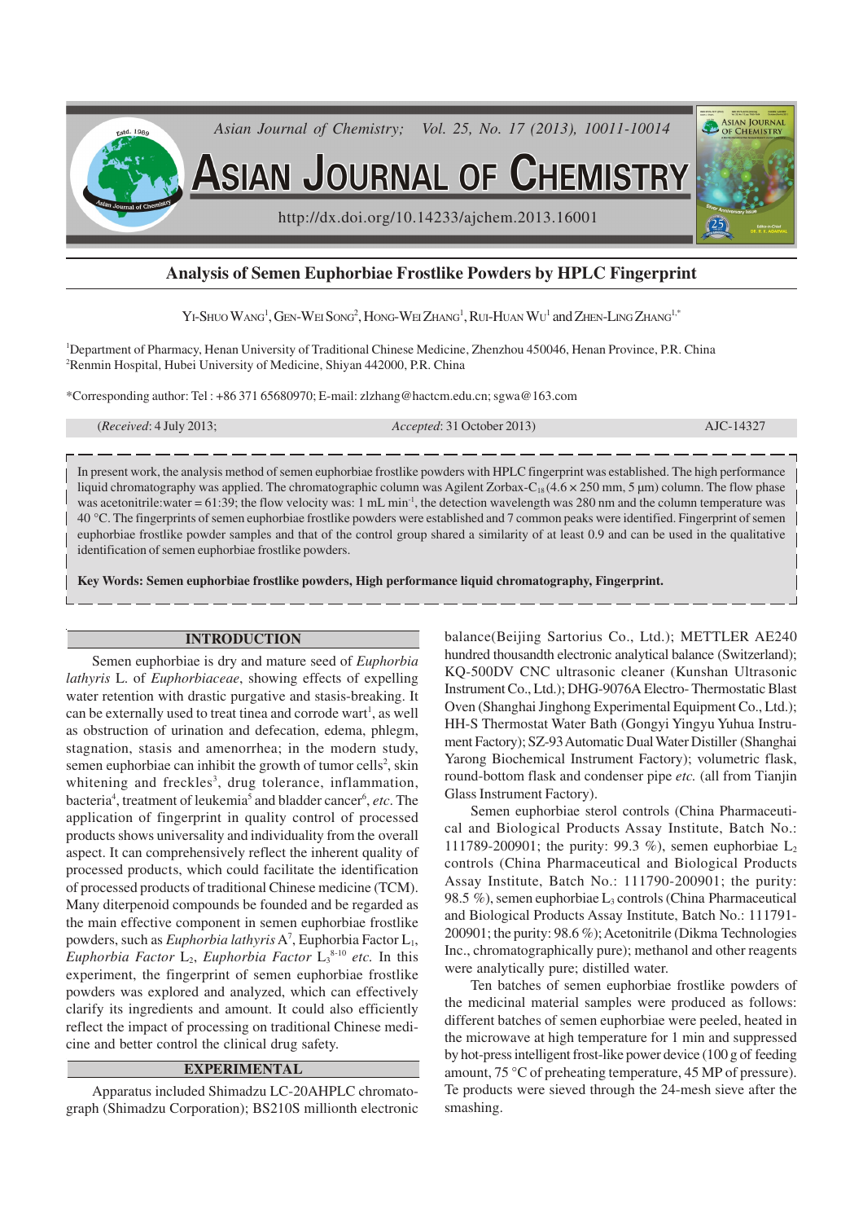# Analysis of Semen Euphorbiae Frostlike Powders by HPLC Fingerprint

YI-SHUO WANG[1], GEN-WEI SONG[2], HONG-WEI ZHANG[1], RUI-HUAN WU[1] and ZHEN-LING ZHANG[1,*]

[1]Department of Pharmacy, Henan University of Traditional Chinese Medicine, Zhenzhou 450046, Henan Province, P.R. China
[2]Renmin Hospital, Hubei University of Medicine, Shiyan 442000, P.R. China

*Corresponding author: Tel : +86 371 65680970; E-mail: zlzhang@hactcm.edu.cn; sgwa@163.com

(*Received*: 4 July 2013; *Accepted*: 31 October 2013) AJC-14327

In present work, the analysis method of semen euphorbiae frostlike powders with HPLC fingerprint was established. The high performance liquid chromatography was applied. The chromatographic column was Agilent Zorbax-$C_{18}$ (4.6 × 250 mm, 5 μm) column. The flow phase was acetonitrile:water = 61:39; the flow velocity was: 1 mL $min^{-1}$, the detection wavelength was 280 nm and the column temperature was 40 °C. The fingerprints of semen euphorbiae frostlike powders were established and 7 common peaks were identified. Fingerprint of semen euphorbiae frostlike powder samples and that of the control group shared a similarity of at least 0.9 and can be used in the qualitative identification of semen euphorbiae frostlike powders.

**Key Words: Semen euphorbiae frostlike powders, High performance liquid chromatography, Fingerprint.**

## INTRODUCTION

Semen euphorbiae is dry and mature seed of *Euphorbia lathyris* L. of *Euphorbiaceae*, showing effects of expelling water retention with drastic purgative and stasis-breaking. It can be externally used to treat tinea and corrode wart[1], as well as obstruction of urination and defecation, edema, phlegm, stagnation, stasis and amenorrhea; in the modern study, semen euphorbiae can inhibit the growth of tumor cells[2], skin whitening and freckles[3], drug tolerance, inflammation, bacteria[4], treatment of leukemia[5] and bladder cancer[6], *etc*. The application of fingerprint in quality control of processed products shows universality and individuality from the overall aspect. It can comprehensively reflect the inherent quality of processed products, which could facilitate the identification of processed products of traditional Chinese medicine (TCM). Many diterpenoid compounds be founded and be regarded as the main effective component in semen euphorbiae frostlike powders, such as *Euphorbia lathyris* A[7], Euphorbia Factor $L_1$, *Euphorbia Factor* $L_2$, *Euphorbia Factor* $L_3$[8-10] *etc.* In this experiment, the fingerprint of semen euphorbiae frostlike powders was explored and analyzed, which can effectively clarify its ingredients and amount. It could also efficiently reflect the impact of processing on traditional Chinese medicine and better control the clinical drug safety.

## EXPERIMENTAL

Apparatus included Shimadzu LC-20AHPLC chromatograph (Shimadzu Corporation); BS210S millionth electronic balance(Beijing Sartorius Co., Ltd.); METTLER AE240 hundred thousandth electronic analytical balance (Switzerland); KQ-500DV CNC ultrasonic cleaner (Kunshan Ultrasonic Instrument Co., Ltd.); DHG-9076A Electro- Thermostatic Blast Oven (Shanghai Jinghong Experimental Equipment Co., Ltd.); HH-S Thermostat Water Bath (Gongyi Yingyu Yuhua Instrument Factory); SZ-93 Automatic Dual Water Distiller (Shanghai Yarong Biochemical Instrument Factory); volumetric flask, round-bottom flask and condenser pipe *etc.* (all from Tianjin Glass Instrument Factory).

Semen euphorbiae sterol controls (China Pharmaceutical and Biological Products Assay Institute, Batch No.: 111789-200901; the purity: 99.3 %), semen euphorbiae $L_2$ controls (China Pharmaceutical and Biological Products Assay Institute, Batch No.: 111790-200901; the purity: 98.5 %), semen euphorbiae $L_3$ controls (China Pharmaceutical and Biological Products Assay Institute, Batch No.: 111791-200901; the purity: 98.6 %); Acetonitrile (Dikma Technologies Inc., chromatographically pure); methanol and other reagents were analytically pure; distilled water.

Ten batches of semen euphorbiae frostlike powders of the medicinal material samples were produced as follows: different batches of semen euphorbiae were peeled, heated in the microwave at high temperature for 1 min and suppressed by hot-press intelligent frost-like power device (100 g of feeding amount, 75 °C of preheating temperature, 45 MP of pressure). Te products were sieved through the 24-mesh sieve after the smashing.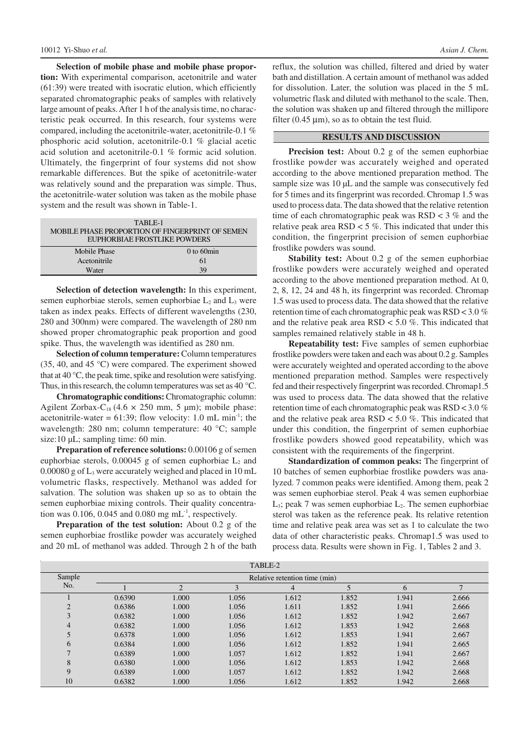**Selection of mobile phase and mobile phase proportion:** With experimental comparison, acetonitrile and water (61:39) were treated with isocratic elution, which efficiently separated chromatographic peaks of samples with relatively large amount of peaks. After 1 h of the analysis time, no characteristic peak occurred. In this research, four systems were compared, including the acetonitrile-water, acetonitrile-0.1 % phosphoric acid solution, acetonitrile-0.1 % glacial acetic acid solution and acetonitrile-0.1 % formic acid solution. Ultimately, the fingerprint of four systems did not show remarkable differences. But the spike of acetonitrile-water was relatively sound and the preparation was simple. Thus, the acetonitrile-water solution was taken as the mobile phase system and the result was shown in Table-1.

TABLE-1
MOBILE PHASE PROPORTION OF FINGERPRINT OF SEMEN EUPHORBIAE FROSTLIKE POWDERS

| Mobile Phase | 0 to 60min |
|---|---|
| Acetonitrile | 61 |
| Water | 39 |

**Selection of detection wavelength:** In this experiment, semen euphorbiae sterols, semen euphorbiae $L_2$ and $L_3$ were taken as index peaks. Effects of different wavelengths (230, 280 and 300nm) were compared. The wavelength of 280 nm showed proper chromatographic peak proportion and good spike. Thus, the wavelength was identified as 280 nm.

**Selection of column temperature:** Column temperatures (35, 40, and 45 °C) were compared. The experiment showed that at 40 °C, the peak time, spike and resolution were satisfying. Thus, in this research, the column temperatures was set as 40 °C.

**Chromatographic conditions:** Chromatographic column: Agilent Zorbax-$C_{18}$ (4.6 × 250 mm, 5 μm); mobile phase: acetonitrile-water = 61:39; flow velocity: 1.0 mL $min^{-1}$; the wavelength: 280 nm; column temperature: 40 °C; sample size:10 μL; sampling time: 60 min.

**Preparation of reference solutions:** 0.00106 g of semen euphorbiae sterols, 0.00045 g of semen euphorbiae $L_2$ and 0.00080 g of $L_3$ were accurately weighed and placed in 10 mL volumetric flasks, respectively. Methanol was added for salvation. The solution was shaken up so as to obtain the semen euphorbiae mixing controls. Their quality concentration was 0.106, 0.045 and 0.080 mg $mL^{-1}$, respectively.

**Preparation of the test solution:** About 0.2 g of the semen euphorbiae frostlike powder was accurately weighed and 20 mL of methanol was added. Through 2 h of the bath reflux, the solution was chilled, filtered and dried by water bath and distillation. A certain amount of methanol was added for dissolution. Later, the solution was placed in the 5 mL volumetric flask and diluted with methanol to the scale. Then, the solution was shaken up and filtered through the millipore filter (0.45 μm), so as to obtain the test fluid.

## RESULTS AND DISCUSSION

**Precision test:** About 0.2 g of the semen euphorbiae frostlike powder was accurately weighed and operated according to the above mentioned preparation method. The sample size was 10 μL and the sample was consecutively fed for 5 times and its fingerprint was recorded. Chromap 1.5 was used to process data. The data showed that the relative retention time of each chromatographic peak was RSD < 3 % and the relative peak area RSD < 5 %. This indicated that under this condition, the fingerprint precision of semen euphorbiae frostlike powders was sound.

**Stability test:** About 0.2 g of the semen euphorbiae frostlike powders were accurately weighed and operated according to the above mentioned preparation method. At 0, 2, 8, 12, 24 and 48 h, its fingerprint was recorded. Chromap 1.5 was used to process data. The data showed that the relative retention time of each chromatographic peak was RSD < 3.0 % and the relative peak area RSD < 5.0 %. This indicated that samples remained relatively stable in 48 h.

**Repeatability test:** Five samples of semen euphorbiae frostlike powders were taken and each was about 0.2 g. Samples were accurately weighted and operated according to the above mentioned preparation method. Samples were respectively fed and their respectively fingerprint was recorded. Chromap1.5 was used to process data. The data showed that the relative retention time of each chromatographic peak was RSD < 3.0 % and the relative peak area RSD < 5.0 %. This indicated that under this condition, the fingerprint of semen euphorbiae frostlike powders showed good repeatability, which was consistent with the requirements of the fingerprint.

**Standardization of common peaks:** The fingerprint of 10 batches of semen euphorbiae frostlike powders was analyzed. 7 common peaks were identified. Among them, peak 2 was semen euphorbiae sterol. Peak 4 was semen euphorbiae $L_3$; peak 7 was semen euphorbiae $L_2$. The semen euphorbiae sterol was taken as the reference peak. Its relative retention time and relative peak area was set as 1 to calculate the two data of other characteristic peaks. Chromap1.5 was used to process data. Results were shown in Fig. 1, Tables 2 and 3.

TABLE-2

| Sample No. | Relative retention time (min) | | | | | | |
|---|---|---|---|---|---|---|---|
| | 1 | 2 | 3 | 4 | 5 | 6 | 7 |
| 1 | 0.6390 | 1.000 | 1.056 | 1.612 | 1.852 | 1.941 | 2.666 |
| 2 | 0.6386 | 1.000 | 1.056 | 1.611 | 1.852 | 1.941 | 2.666 |
| 3 | 0.6382 | 1.000 | 1.056 | 1.612 | 1.852 | 1.942 | 2.667 |
| 4 | 0.6382 | 1.000 | 1.056 | 1.612 | 1.853 | 1.942 | 2.668 |
| 5 | 0.6378 | 1.000 | 1.056 | 1.612 | 1.853 | 1.941 | 2.667 |
| 6 | 0.6384 | 1.000 | 1.056 | 1.612 | 1.852 | 1.941 | 2.665 |
| 7 | 0.6389 | 1.000 | 1.057 | 1.612 | 1.852 | 1.941 | 2.667 |
| 8 | 0.6380 | 1.000 | 1.056 | 1.612 | 1.853 | 1.942 | 2.668 |
| 9 | 0.6389 | 1.000 | 1.057 | 1.612 | 1.852 | 1.942 | 2.668 |
| 10 | 0.6382 | 1.000 | 1.056 | 1.612 | 1.852 | 1.942 | 2.668 |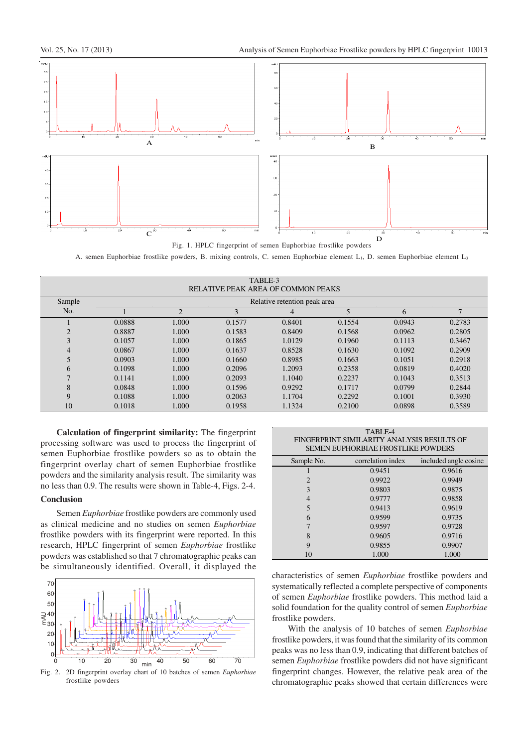Fig. 1. HPLC fingerprint of semen Euphorbiae frostlike powders

A. semen Euphorbiae frostlike powders, B. mixing controls, C. semen Euphorbiae element $L_1$, D. semen Euphorbiae element $L_3$

TABLE-3
RELATIVE PEAK AREA OF COMMON PEAKS

| Sample No. | Relative retention peak area | | | | | | |
|---|---|---|---|---|---|---|---|
| | 1 | 2 | 3 | 4 | 5 | 6 | 7 |
| 1 | 0.0888 | 1.000 | 0.1577 | 0.8401 | 0.1554 | 0.0943 | 0.2783 |
| 2 | 0.8887 | 1.000 | 0.1583 | 0.8409 | 0.1568 | 0.0962 | 0.2805 |
| 3 | 0.1057 | 1.000 | 0.1865 | 1.0129 | 0.1960 | 0.1113 | 0.3467 |
| 4 | 0.0867 | 1.000 | 0.1637 | 0.8528 | 0.1630 | 0.1092 | 0.2909 |
| 5 | 0.0903 | 1.000 | 0.1660 | 0.8985 | 0.1663 | 0.1051 | 0.2918 |
| 6 | 0.1098 | 1.000 | 0.2096 | 1.2093 | 0.2358 | 0.0819 | 0.4020 |
| 7 | 0.1141 | 1.000 | 0.2093 | 1.1040 | 0.2237 | 0.1043 | 0.3513 |
| 8 | 0.0848 | 1.000 | 0.1596 | 0.9292 | 0.1717 | 0.0799 | 0.2844 |
| 9 | 0.1088 | 1.000 | 0.2063 | 1.1704 | 0.2292 | 0.1001 | 0.3930 |
| 10 | 0.1018 | 1.000 | 0.1958 | 1.1324 | 0.2100 | 0.0898 | 0.3589 |

**Calculation of fingerprint similarity:** The fingerprint processing software was used to process the fingerprint of semen Euphorbiae frostlike powders so as to obtain the fingerprint overlay chart of semen Euphorbiae frostlike powders and the similarity analysis result. The similarity was no less than 0.9. The results were shown in Table-4, Figs. 2-4.

## Conclusion

Semen *Euphorbiae* frostlike powders are commonly used as clinical medicine and no studies on semen *Euphorbiae* frostlike powders with its fingerprint were reported. In this research, HPLC fingerprint of semen *Euphorbiae* frostlike powders was established so that 7 chromatographic peaks can be simultaneously identified. Overall, it displayed the characteristics of semen *Euphorbiae* frostlike powders and systematically reflected a complete perspective of components of semen *Euphorbiae* frostlike powders. This method laid a solid foundation for the quality control of semen *Euphorbiae* frostlike powders.

Fig. 2. 2D fingerprint overlay chart of 10 batches of semen *Euphorbiae* frostlike powders

TABLE-4
FINGERPRINT SIMILARITY ANALYSIS RESULTS OF SEMEN EUPHORBIAE FROSTLIKE POWDERS

| Sample No. | correlation index | included angle cosine |
|---|---|---|
| 1 | 0.9451 | 0.9616 |
| 2 | 0.9922 | 0.9949 |
| 3 | 0.9803 | 0.9875 |
| 4 | 0.9777 | 0.9858 |
| 5 | 0.9413 | 0.9619 |
| 6 | 0.9599 | 0.9735 |
| 7 | 0.9597 | 0.9728 |
| 8 | 0.9605 | 0.9716 |
| 9 | 0.9855 | 0.9907 |
| 10 | 1.000 | 1.000 |

With the analysis of 10 batches of semen *Euphorbiae* frostlike powders, it was found that the similarity of its common peaks was no less than 0.9, indicating that different batches of semen *Euphorbiae* frostlike powders did not have significant fingerprint changes. However, the relative peak area of the chromatographic peaks showed that certain differences were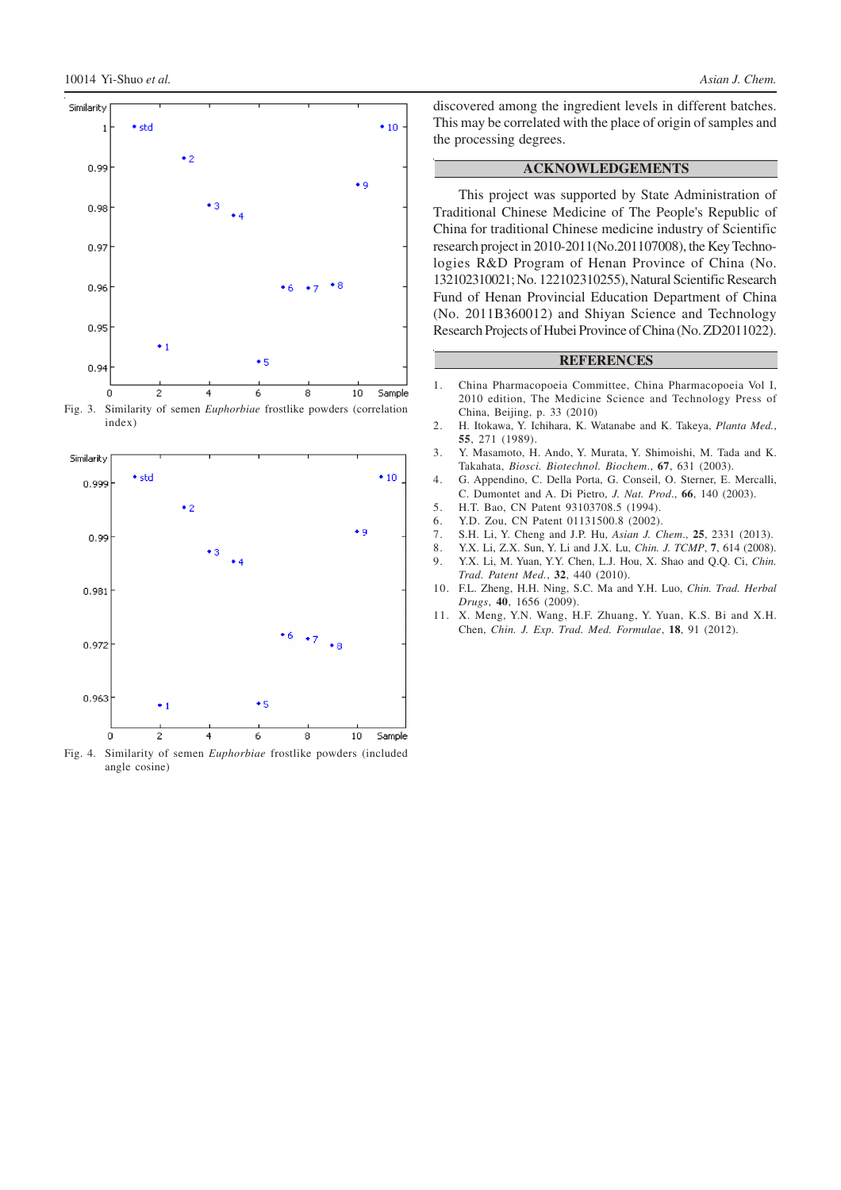Similarity

1

0.99

0.98

0.97

0.96

0.95

0.94

0 2 4 6 8 10 Sample

std, 1, 2, 3, 4, 5, 6, 7, 8, 9, 10

Fig. 3. Similarity of semen *Euphorbiae* frostlike powders (correlation index)

Similarity

0.999

0.99

0.981

0.972

0.963

0 2 4 6 8 10 Sample

std, 1, 2, 3, 4, 5, 6, 7, 8, 9, 10

Fig. 4. Similarity of semen *Euphorbiae* frostlike powders (included angle cosine)

discovered among the ingredient levels in different batches. This may be correlated with the place of origin of samples and the processing degrees.

## ACKNOWLEDGEMENTS

This project was supported by State Administration of Traditional Chinese Medicine of The People's Republic of China for traditional Chinese medicine industry of Scientific research project in 2010-2011(No.201107008), the Key Technologies R&D Program of Henan Province of China (No. 132102310021; No. 122102310255), Natural Scientific Research Fund of Henan Provincial Education Department of China (No. 2011B360012) and Shiyan Science and Technology Research Projects of Hubei Province of China (No. ZD2011022).

## REFERENCES

1. China Pharmacopoeia Committee, China Pharmacopoeia Vol I, 2010 edition, The Medicine Science and Technology Press of China, Beijing, p. 33 (2010)
2. H. Itokawa, Y. Ichihara, K. Watanabe and K. Takeya, *Planta Med.*, **55**, 271 (1989).
3. Y. Masamoto, H. Ando, Y. Murata, Y. Shimoishi, M. Tada and K. Takahata, *Biosci. Biotechnol. Biochem.*, **67**, 631 (2003).
4. G. Appendino, C. Della Porta, G. Conseil, O. Sterner, E. Mercalli, C. Dumontet and A. Di Pietro, *J. Nat. Prod.*, **66**, 140 (2003).
5. H.T. Bao, CN Patent 93103708.5 (1994).
6. Y.D. Zou, CN Patent 01131500.8 (2002).
7. S.H. Li, Y. Cheng and J.P. Hu, *Asian J. Chem.*, **25**, 2331 (2013).
8. Y.X. Li, Z.X. Sun, Y. Li and J.X. Lu, *Chin. J. TCMP*, **7**, 614 (2008).
9. Y.X. Li, M. Yuan, Y.Y. Chen, L.J. Hou, X. Shao and Q.Q. Ci, *Chin. Trad. Patent Med.*, **32**, 440 (2010).
10. F.L. Zheng, H.H. Ning, S.C. Ma and Y.H. Luo, *Chin. Trad. Herbal Drugs*, **40**, 1656 (2009).
11. X. Meng, Y.N. Wang, H.F. Zhuang, Y. Yuan, K.S. Bi and X.H. Chen, *Chin. J. Exp. Trad. Med. Formulae*, **18**, 91 (2012).